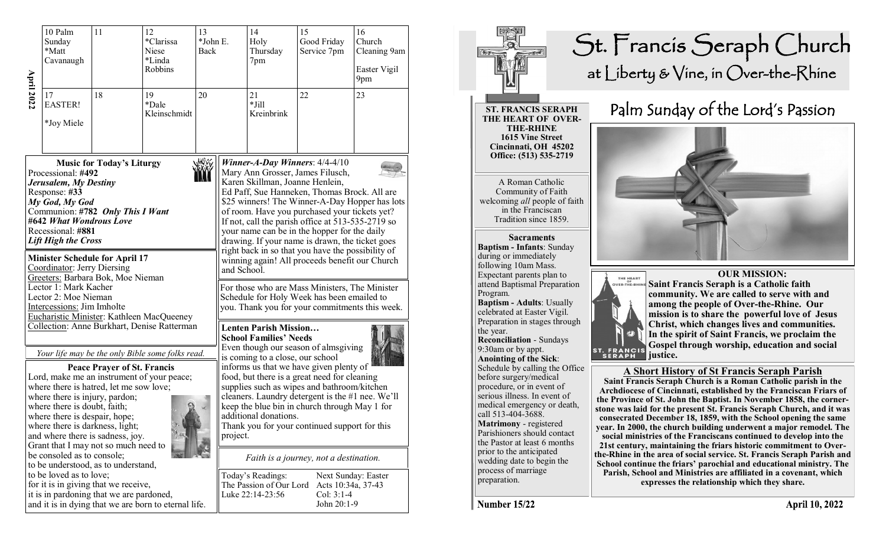**April 2022**

| | | | | | | |
|---|---|---|---|---|---|---|
| 10 Palm Sunday *Matt Cavanaugh | 11 | 12 *Clarissa Niese *Linda Robbins | 13 *John E. Back | 14 Holy Thursday 7pm | 15 Good Friday Service 7pm | 16 Church Cleaning 9am Easter Vigil 9pm |
| 17 EASTER! *Joy Miele | 18 | 19 *Dale Kleinschmidt | 20 | 21 *Jill Kreinbrink | 22 | 23 |

### Music for Today's Liturgy

Processional: **#492**
***Jerusalem, My Destiny***
Response: **#33**
***My God, My God***
Communion: **#782** ***Only This I Want***
**#642** ***What Wondrous Love***
Recessional: **#881**
***Lift High the Cross***

### Minister Schedule for April 17

Coordinator: Jerry Diersing
Greeters: Barbara Bok, Moe Nieman
Lector 1: Mark Kacher
Lector 2: Moe Nieman
Intercessions: Jim Imholte
Eucharistic Minister: Kathleen MacQueeney
Collection: Anne Burkhart, Denise Ratterman

*Your life may be the only Bible some folks read.*

### Peace Prayer of St. Francis

Lord, make me an instrument of your peace;
where there is hatred, let me sow love;
where there is injury, pardon;
where there is doubt, faith;
where there is despair, hope;
where there is darkness, light;
and where there is sadness, joy.
Grant that I may not so much need to be consoled as to console;
to be understood, as to understand,
to be loved as to love;
for it is in giving that we receive,
it is in pardoning that we are pardoned,
and it is in dying that we are born to eternal life.

***Winner-A-Day Winners***: 4/4-4/10
Mary Ann Grosser, James Filusch, Karen Skillman, Joanne Henlein, Ed Paff, Sue Hanneken, Thomas Brock. All are $25 winners! The Winner-A-Day Hopper has lots of room. Have you purchased your tickets yet? If not, call the parish office at 513-535-2719 so your name can be in the hopper for the daily drawing. If your name is drawn, the ticket goes right back in so that you have the possibility of winning again! All proceeds benefit our Church and School.

For those who are Mass Ministers, The Minister Schedule for Holy Week has been emailed to you. Thank you for your commitments this week.

**Lenten Parish Mission…**
**School Families' Needs**
Even though our season of almsgiving is coming to a close, our school informs us that we have given plenty of food, but there is a great need for cleaning supplies such as wipes and bathroom/kitchen cleaners. Laundry detergent is the #1 nee. We'll keep the blue bin in church through May 1 for additional donations.
Thank you for your continued support for this project.

*Faith is a journey, not a destination.*

| Today's Readings: | Next Sunday: Easter |
|---|---|
| The Passion of Our Lord | Acts 10:34a, 37-43 |
| Luke 22:14-23:56 | Col: 3:1-4 |
| | John 20:1-9 |

# St. Francis Seraph Church
## at Liberty & Vine, in Over-the-Rhine

**ST. FRANCIS SERAPH THE HEART OF OVER-THE-RHINE**
**1615 Vine Street**
**Cincinnati, OH 45202**
**Office: (513) 535-2719**

A Roman Catholic Community of Faith welcoming *all* people of faith in the Franciscan Tradition since 1859.

**Sacraments**

**Baptism - Infants**: Sunday during or immediately following 10am Mass. Expectant parents plan to attend Baptismal Preparation Program.
**Baptism - Adults**: Usually celebrated at Easter Vigil. Preparation in stages through the year.
**Reconciliation** - Sundays 9:30am or by appt.
**Anointing of the Sick**: Schedule by calling the Office before surgery/medical procedure, or in event of serious illness. In event of medical emergency or death, call 513-404-3688.
**Matrimony** - registered Parishioners should contact the Pastor at least 6 months prior to the anticipated wedding date to begin the process of marriage preparation.

## Palm Sunday of the Lord's Passion

**OUR MISSION:**
**Saint Francis Seraph is a Catholic faith community. We are called to serve with and among the people of Over-the-Rhine. Our mission is to share the powerful love of Jesus Christ, which changes lives and communities. In the spirit of Saint Francis, we proclaim the Gospel through worship, education and social justice.**

### A Short History of St Francis Seraph Parish

**Saint Francis Seraph Church is a Roman Catholic parish in the Archdiocese of Cincinnati, established by the Franciscan Friars of the Province of St. John the Baptist. In November 1858, the cornerstone was laid for the present St. Francis Seraph Church, and it was consecrated December 18, 1859, with the School opening the same year. In 2000, the church building underwent a major remodel. The social ministries of the Franciscans continued to develop into the 21st century, maintaining the friars historic commitment to Over-the-Rhine in the area of social service. St. Francis Seraph Parish and School continue the friars' parochial and educational ministry. The Parish, School and Ministries are affiliated in a covenant, which expresses the relationship which they share.**

**Number 15/22** **April 10, 2022**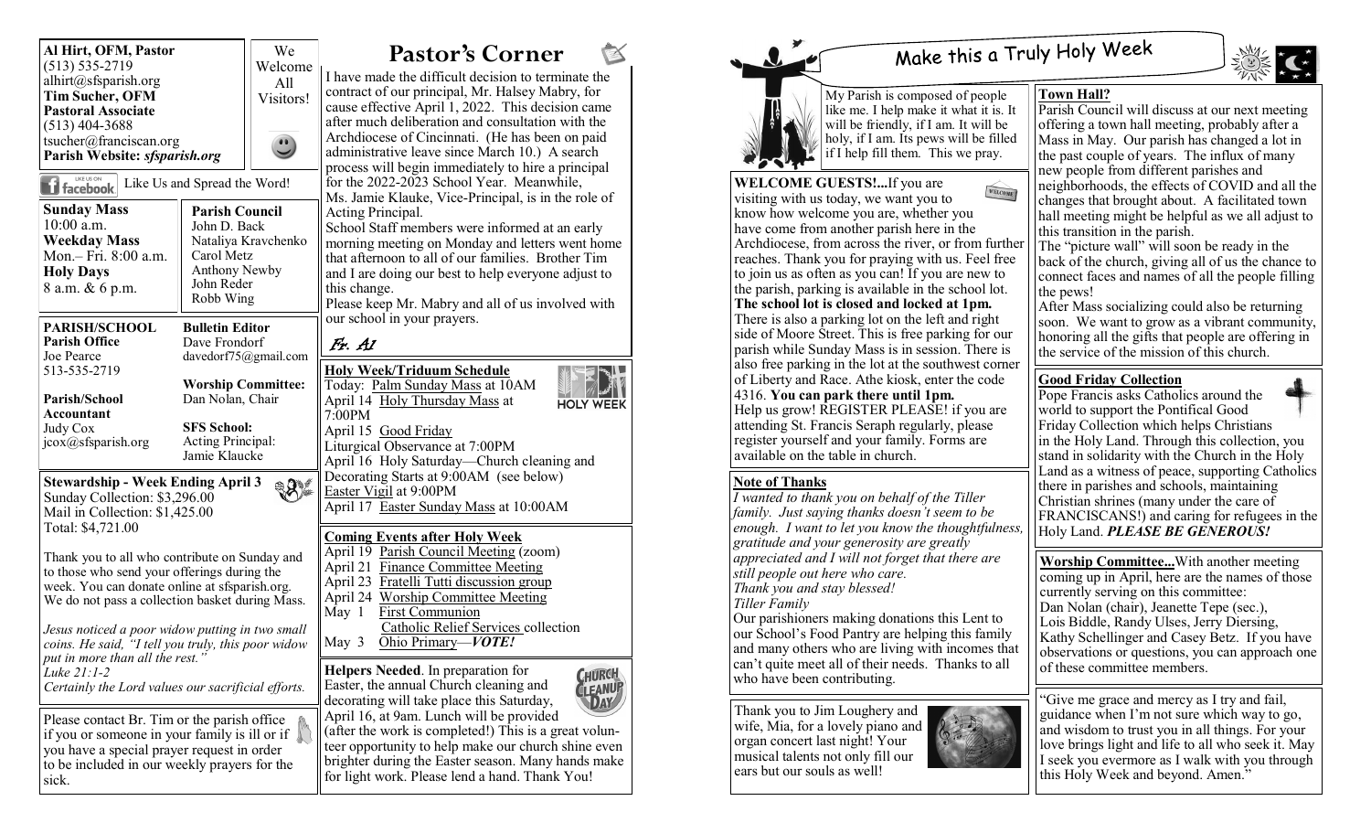**Al Hirt, OFM, Pastor**
(513) 535-2719
alhirt@sfsparish.org
**Tim Sucher, OFM**
**Pastoral Associate**
(513) 404-3688
tsucher@franciscan.org
**Parish Website:** ***sfsparish.org***

We Welcome All Visitors!

Like Us and Spread the Word!

**Sunday Mass**
10:00 a.m.
**Weekday Mass**
Mon.– Fri. 8:00 a.m.
**Holy Days**
8 a.m. & 6 p.m.

**Parish Council**
John D. Back
Nataliya Kravchenko
Carol Metz
Anthony Newby
John Reder
Robb Wing

**PARISH/SCHOOL**
**Parish Office**
Joe Pearce
513-535-2719

**Parish/School Accountant**
Judy Cox
jcox@sfsparish.org

**Bulletin Editor**
Dave Frondorf
davedorf75@gmail.com

**Worship Committee:**
Dan Nolan, Chair

**SFS School:**
Acting Principal:
Jamie Klaucke

**Stewardship - Week Ending April 3**
Sunday Collection: $3,296.00
Mail in Collection: $1,425.00
Total: $4,721.00

Thank you to all who contribute on Sunday and to those who send your offerings during the week. You can donate online at sfsparish.org. We do not pass a collection basket during Mass.

*Jesus noticed a poor widow putting in two small coins. He said, "I tell you truly, this poor widow put in more than all the rest." Luke 21:1-2*
*Certainly the Lord values our sacrificial efforts.*

Please contact Br. Tim or the parish office if you or someone in your family is ill or if you have a special prayer request in order to be included in our weekly prayers for the sick.

# Pastor's Corner

I have made the difficult decision to terminate the contract of our principal, Mr. Halsey Mabry, for cause effective April 1, 2022. This decision came after much deliberation and consultation with the Archdiocese of Cincinnati. (He has been on paid administrative leave since March 10.) A search process will begin immediately to hire a principal for the 2022-2023 School Year. Meanwhile, Ms. Jamie Klauke, Vice-Principal, is in the role of Acting Principal.

School Staff members were informed at an early morning meeting on Monday and letters went home that afternoon to all of our families. Brother Tim and I are doing our best to help everyone adjust to this change.

Please keep Mr. Mabry and all of us involved with our school in your prayers.

*Fr. Al*

**Holy Week/Triduum Schedule**
Today: Palm Sunday Mass at 10AM
April 14 Holy Thursday Mass at 7:00PM
April 15 Good Friday
Liturgical Observance at 7:00PM
April 16 Holy Saturday—Church cleaning and Decorating Starts at 9:00AM (see below)
Easter Vigil at 9:00PM
April 17 Easter Sunday Mass at 10:00AM

**Coming Events after Holy Week**
April 19 Parish Council Meeting (zoom)
April 21 Finance Committee Meeting
April 23 Fratelli Tutti discussion group
April 24 Worship Committee Meeting
May 1 First Communion
Catholic Relief Services collection
May 3 Ohio Primary—***VOTE!***

**Helpers Needed**. In preparation for Easter, the annual Church cleaning and decorating will take place this Saturday, April 16, at 9am. Lunch will be provided (after the work is completed!) This is a great volunteer opportunity to help make our church shine even brighter during the Easter season. Many hands make for light work. Please lend a hand. Thank You!

# Make this a Truly Holy Week

My Parish is composed of people like me. I help make it what it is. It will be friendly, if I am. It will be holy, if I am. Its pews will be filled if I help fill them. This we pray.

**WELCOME GUESTS!...**If you are visiting with us today, we want you to know how welcome you are, whether you have come from another parish here in the Archdiocese, from across the river, or from further reaches. Thank you for praying with us. Feel free to join us as often as you can! If you are new to the parish, parking is available in the school lot. **The school lot is closed and locked at 1pm.** There is also a parking lot on the left and right side of Moore Street. This is free parking for our parish while Sunday Mass is in session. There is also free parking in the lot at the southwest corner of Liberty and Race. Athe kiosk, enter the code 4316. **You can park there until 1pm.** Help us grow! REGISTER PLEASE! if you are attending St. Francis Seraph regularly, please register yourself and your family. Forms are available on the table in church.

**Note of Thanks**
*I wanted to thank you on behalf of the Tiller family. Just saying thanks doesn't seem to be enough. I want to let you know the thoughtfulness, gratitude and your generosity are greatly appreciated and I will not forget that there are still people out here who care.*
*Thank you and stay blessed!*
*Tiller Family*
Our parishioners making donations this Lent to our School's Food Pantry are helping this family and many others who are living with incomes that can't quite meet all of their needs. Thanks to all who have been contributing.

Thank you to Jim Loughery and wife, Mia, for a lovely piano and organ concert last night! Your musical talents not only fill our ears but our souls as well!

**Town Hall?**
Parish Council will discuss at our next meeting offering a town hall meeting, probably after a Mass in May. Our parish has changed a lot in the past couple of years. The influx of many new people from different parishes and neighborhoods, the effects of COVID and all the changes that brought about. A facilitated town hall meeting might be helpful as we all adjust to this transition in the parish.
The "picture wall" will soon be ready in the back of the church, giving all of us the chance to connect faces and names of all the people filling the pews!
After Mass socializing could also be returning soon. We want to grow as a vibrant community, honoring all the gifts that people are offering in the service of the mission of this church.

**Good Friday Collection**
Pope Francis asks Catholics around the world to support the Pontifical Good Friday Collection which helps Christians in the Holy Land. Through this collection, you stand in solidarity with the Church in the Holy Land as a witness of peace, supporting Catholics there in parishes and schools, maintaining Christian shrines (many under the care of FRANCISCANS!) and caring for refugees in the Holy Land. ***PLEASE BE GENEROUS!***

**Worship Committee...**With another meeting coming up in April, here are the names of those currently serving on this committee: Dan Nolan (chair), Jeanette Tepe (sec.), Lois Biddle, Randy Ulses, Jerry Diersing, Kathy Schellinger and Casey Betz. If you have observations or questions, you can approach one of these committee members.

"Give me grace and mercy as I try and fail, guidance when I'm not sure which way to go, and wisdom to trust you in all things. For your love brings light and life to all who seek it. May I seek you evermore as I walk with you through this Holy Week and beyond. Amen."